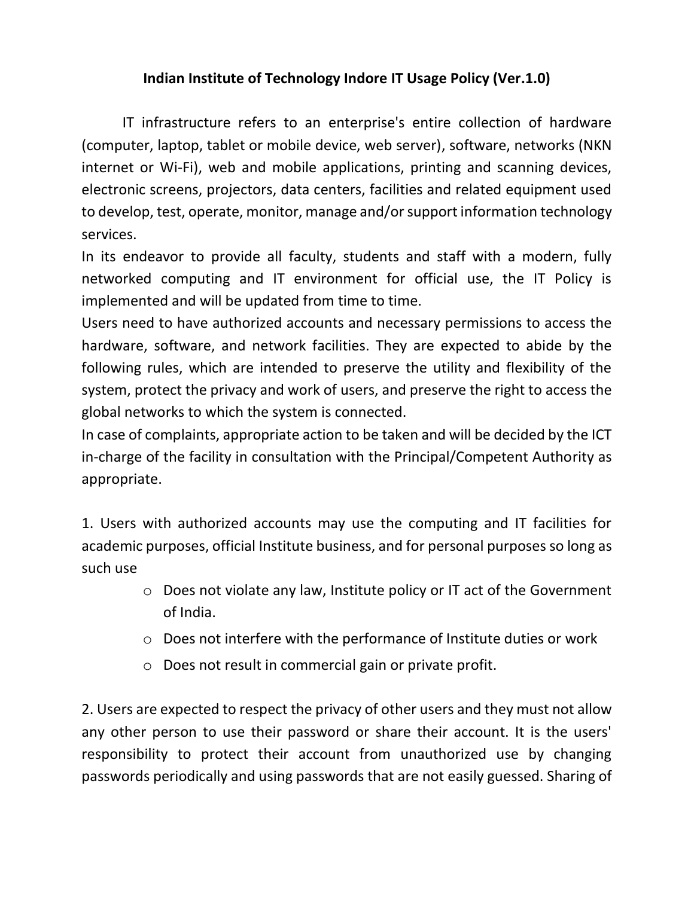# Indian Institute of Technology Indore IT Usage Policy (Ver.1.0)

IT infrastructure refers to an enterprise's entire collection of hardware (computer, laptop, tablet or mobile device, web server), software, networks (NKN internet or Wi-Fi), web and mobile applications, printing and scanning devices, electronic screens, projectors, data centers, facilities and related equipment used to develop, test, operate, monitor, manage and/or support information technology services.

In its endeavor to provide all faculty, students and staff with a modern, fully networked computing and IT environment for official use, the IT Policy is implemented and will be updated from time to time.

Users need to have authorized accounts and necessary permissions to access the hardware, software, and network facilities. They are expected to abide by the following rules, which are intended to preserve the utility and flexibility of the system, protect the privacy and work of users, and preserve the right to access the global networks to which the system is connected.

In case of complaints, appropriate action to be taken and will be decided by the ICT in-charge of the facility in consultation with the Principal/Competent Authority as appropriate.

1. Users with authorized accounts may use the computing and IT facilities for academic purposes, official Institute business, and for personal purposes so long as such use

   - Does not violate any law, Institute policy or IT act of the Government of India.
   - Does not interfere with the performance of Institute duties or work
   - Does not result in commercial gain or private profit.

2. Users are expected to respect the privacy of other users and they must not allow any other person to use their password or share their account. It is the users' responsibility to protect their account from unauthorized use by changing passwords periodically and using passwords that are not easily guessed. Sharing of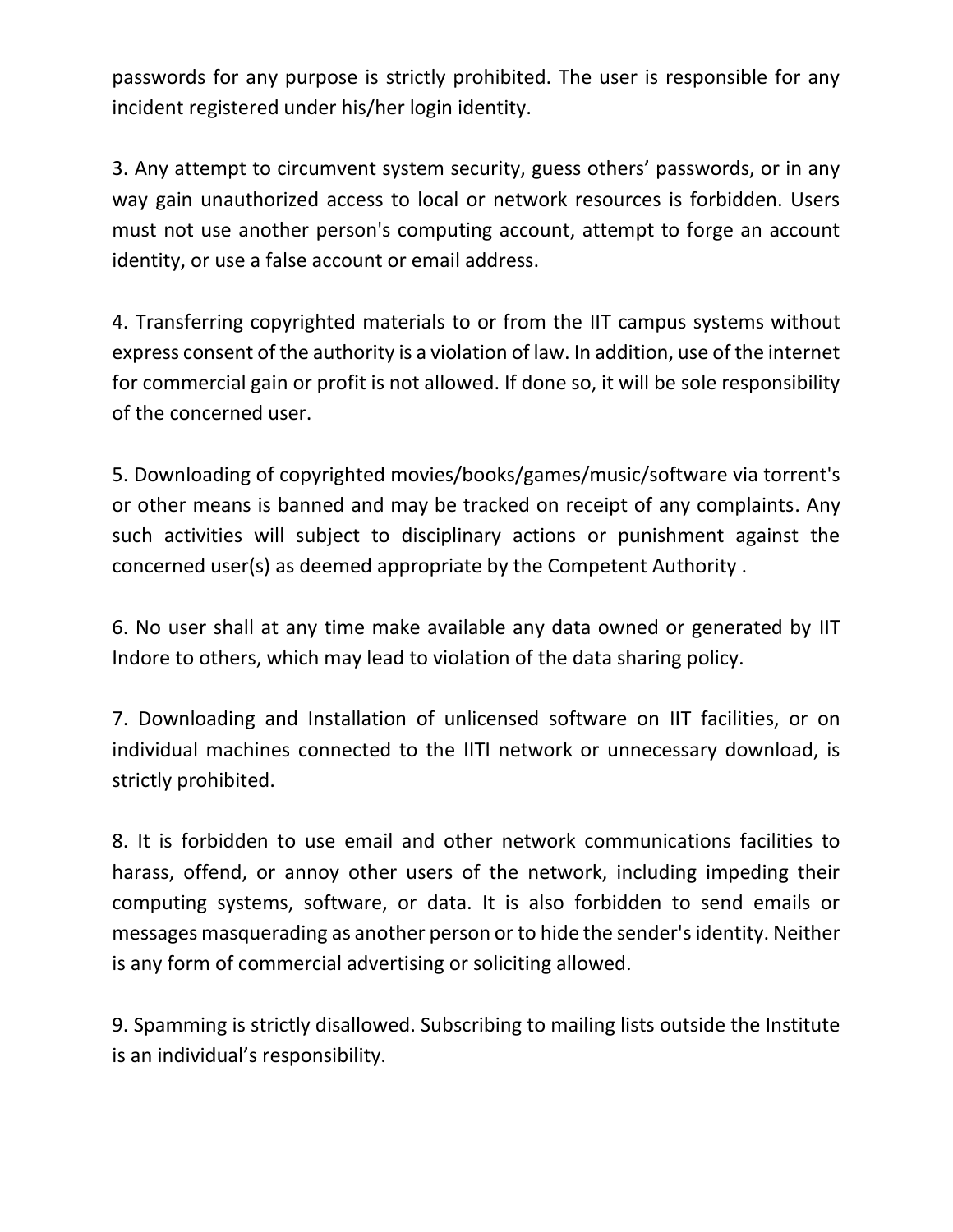passwords for any purpose is strictly prohibited. The user is responsible for any incident registered under his/her login identity.

3. Any attempt to circumvent system security, guess others' passwords, or in any way gain unauthorized access to local or network resources is forbidden. Users must not use another person's computing account, attempt to forge an account identity, or use a false account or email address.

4. Transferring copyrighted materials to or from the IIT campus systems without express consent of the authority is a violation of law. In addition, use of the internet for commercial gain or profit is not allowed. If done so, it will be sole responsibility of the concerned user.

5. Downloading of copyrighted movies/books/games/music/software via torrent's or other means is banned and may be tracked on receipt of any complaints. Any such activities will subject to disciplinary actions or punishment against the concerned user(s) as deemed appropriate by the Competent Authority .

6. No user shall at any time make available any data owned or generated by IIT Indore to others, which may lead to violation of the data sharing policy.

7. Downloading and Installation of unlicensed software on IIT facilities, or on individual machines connected to the IITI network or unnecessary download, is strictly prohibited.

8. It is forbidden to use email and other network communications facilities to harass, offend, or annoy other users of the network, including impeding their computing systems, software, or data. It is also forbidden to send emails or messages masquerading as another person or to hide the sender's identity. Neither is any form of commercial advertising or soliciting allowed.

9. Spamming is strictly disallowed. Subscribing to mailing lists outside the Institute is an individual's responsibility.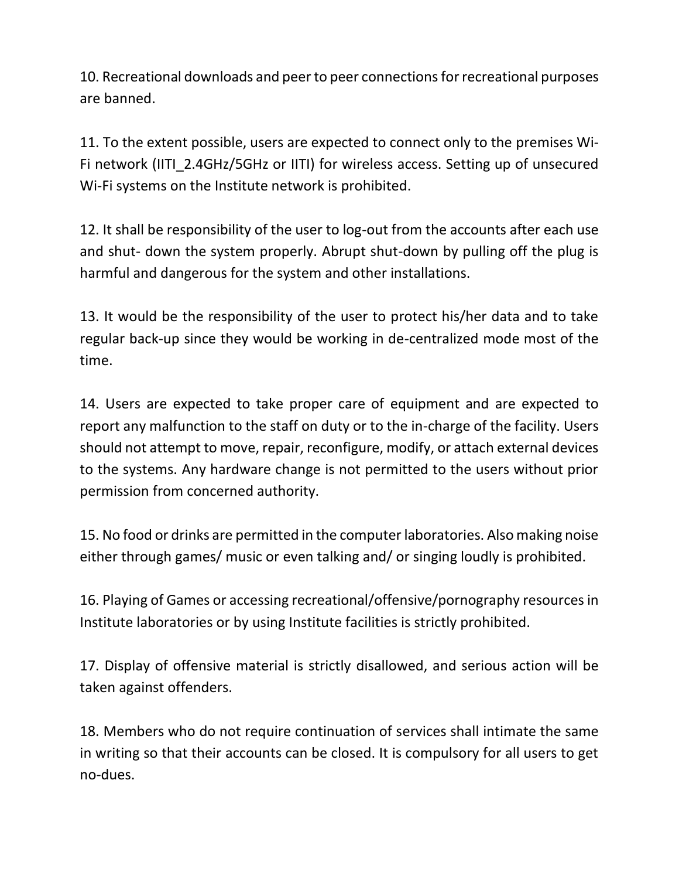10. Recreational downloads and peer to peer connections for recreational purposes are banned.

11. To the extent possible, users are expected to connect only to the premises Wi-Fi network (IITI_2.4GHz/5GHz or IITI) for wireless access. Setting up of unsecured Wi-Fi systems on the Institute network is prohibited.

12. It shall be responsibility of the user to log-out from the accounts after each use and shut- down the system properly. Abrupt shut-down by pulling off the plug is harmful and dangerous for the system and other installations.

13. It would be the responsibility of the user to protect his/her data and to take regular back-up since they would be working in de-centralized mode most of the time.

14. Users are expected to take proper care of equipment and are expected to report any malfunction to the staff on duty or to the in-charge of the facility. Users should not attempt to move, repair, reconfigure, modify, or attach external devices to the systems. Any hardware change is not permitted to the users without prior permission from concerned authority.

15. No food or drinks are permitted in the computer laboratories. Also making noise either through games/ music or even talking and/ or singing loudly is prohibited.

16. Playing of Games or accessing recreational/offensive/pornography resources in Institute laboratories or by using Institute facilities is strictly prohibited.

17. Display of offensive material is strictly disallowed, and serious action will be taken against offenders.

18. Members who do not require continuation of services shall intimate the same in writing so that their accounts can be closed. It is compulsory for all users to get no-dues.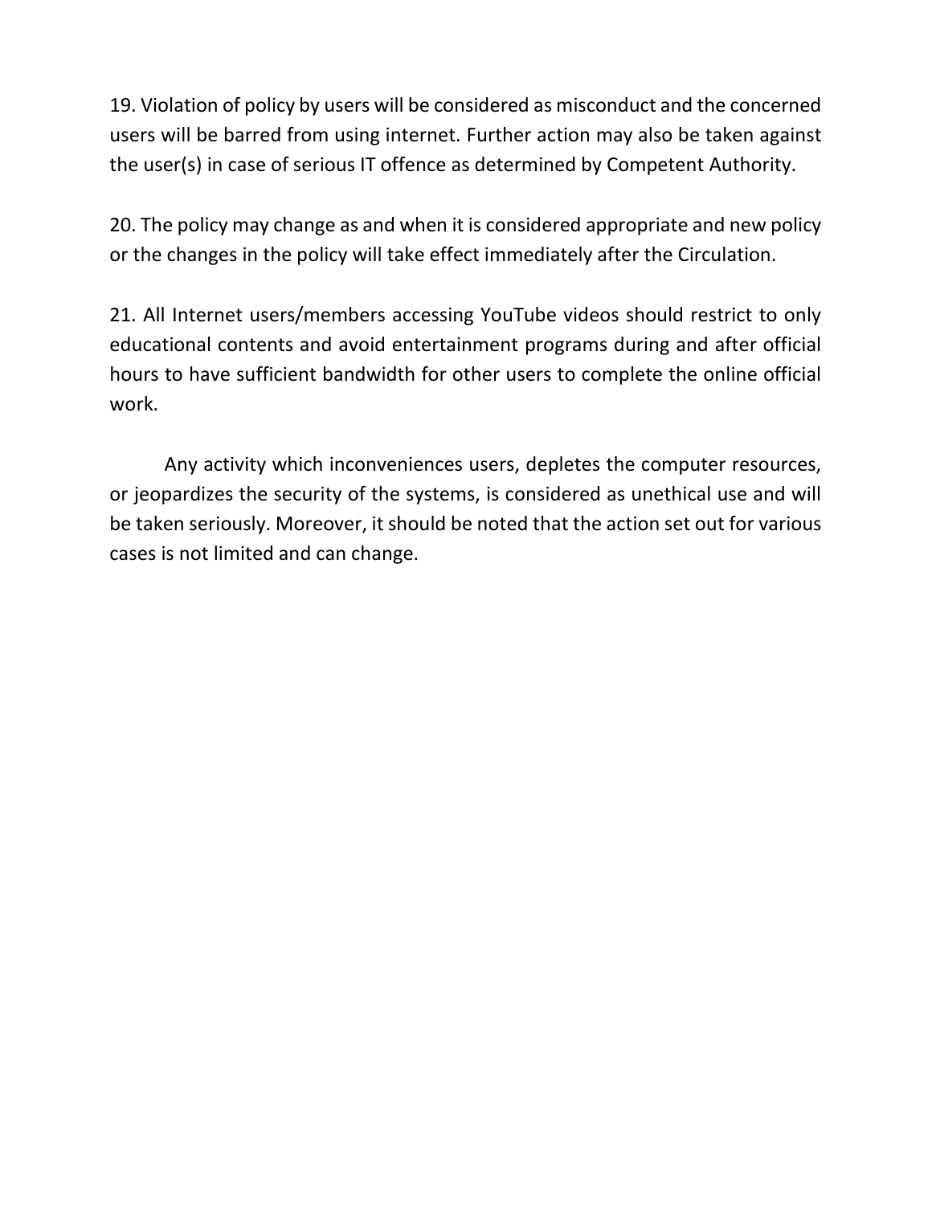19. Violation of policy by users will be considered as misconduct and the concerned users will be barred from using internet. Further action may also be taken against the user(s) in case of serious IT offence as determined by Competent Authority.

20. The policy may change as and when it is considered appropriate and new policy or the changes in the policy will take effect immediately after the Circulation.

21. All Internet users/members accessing YouTube videos should restrict to only educational contents and avoid entertainment programs during and after official hours to have sufficient bandwidth for other users to complete the online official work.

Any activity which inconveniences users, depletes the computer resources, or jeopardizes the security of the systems, is considered as unethical use and will be taken seriously. Moreover, it should be noted that the action set out for various cases is not limited and can change.